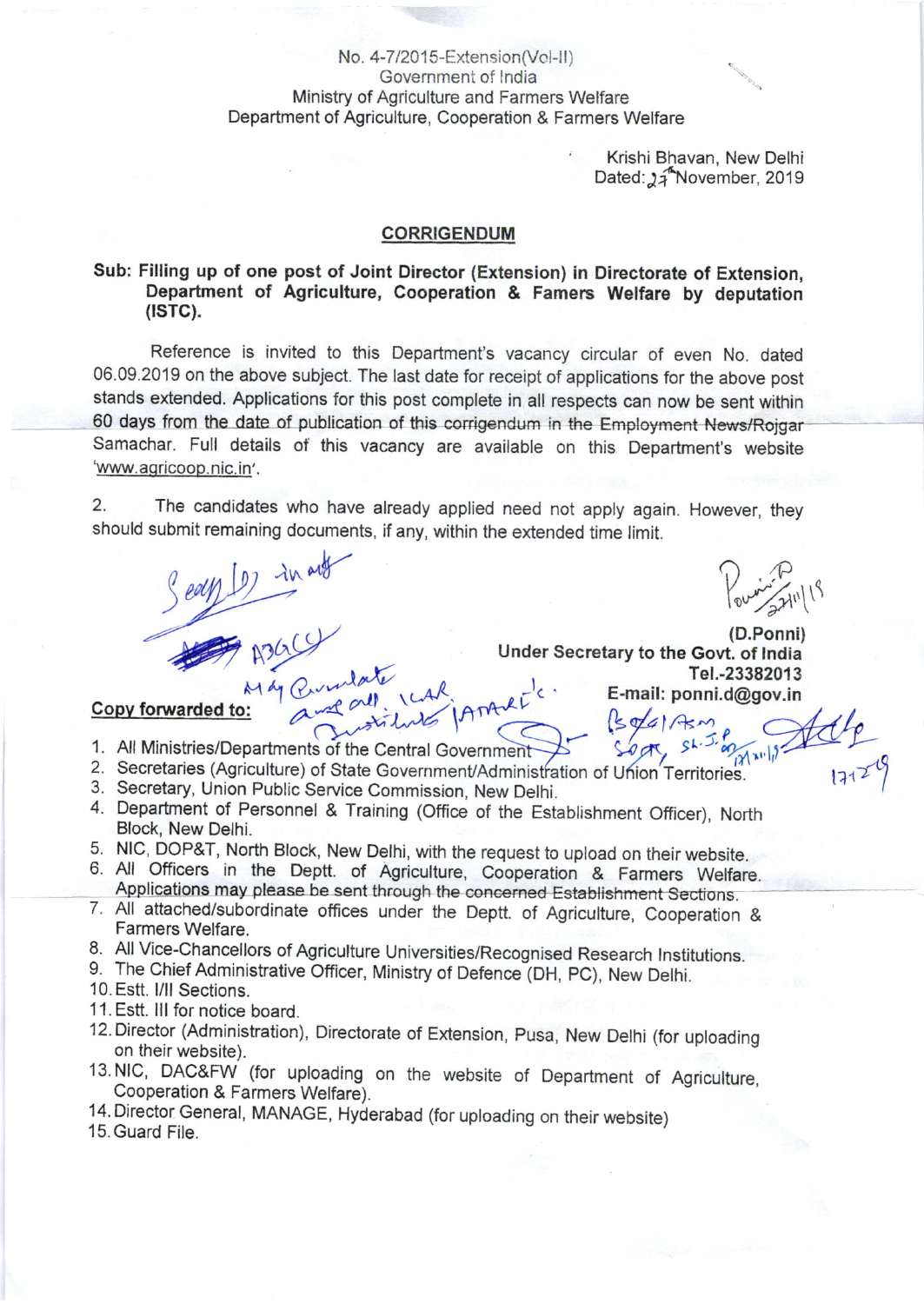No. 4-7/2015-Extension(Vol-II)
Government of India
Ministry of Agriculture and Farmers Welfare
Department of Agriculture, Cooperation & Farmers Welfare

Krishi Bhavan, New Delhi
Dated: 27 November, 2019

## CORRIGENDUM

**Sub: Filling up of one post of Joint Director (Extension) in Directorate of Extension, Department of Agriculture, Cooperation & Famers Welfare by deputation (ISTC).**

Reference is invited to this Department's vacancy circular of even No. dated 06.09.2019 on the above subject. The last date for receipt of applications for the above post stands extended. Applications for this post complete in all respects can now be sent within 60 days from the date of publication of this corrigendum in the Employment News/Rojgar Samachar. Full details of this vacancy are available on this Department's website 'www.agricoop.nic.in'.

2. The candidates who have already applied need not apply again. However, they should submit remaining documents, if any, within the extended time limit.

(D.Ponni)
Under Secretary to the Govt. of India
Tel.-23382013
E-mail: ponni.d@gov.in

**Copy forwarded to:**

1. All Ministries/Departments of the Central Government
2. Secretaries (Agriculture) of State Government/Administration of Union Territories.
3. Secretary, Union Public Service Commission, New Delhi.
4. Department of Personnel & Training (Office of the Establishment Officer), North Block, New Delhi.
5. NIC, DOP&T, North Block, New Delhi, with the request to upload on their website.
6. All Officers in the Deptt. of Agriculture, Cooperation & Farmers Welfare. Applications may please be sent through the concerned Establishment Sections.
7. All attached/subordinate offices under the Deptt. of Agriculture, Cooperation & Farmers Welfare.
8. All Vice-Chancellors of Agriculture Universities/Recognised Research Institutions.
9. The Chief Administrative Officer, Ministry of Defence (DH, PC), New Delhi.
10. Estt. I/II Sections.
11. Estt. III for notice board.
12. Director (Administration), Directorate of Extension, Pusa, New Delhi (for uploading on their website).
13. NIC, DAC&FW (for uploading on the website of Department of Agriculture, Cooperation & Farmers Welfare).
14. Director General, MANAGE, Hyderabad (for uploading on their website)
15. Guard File.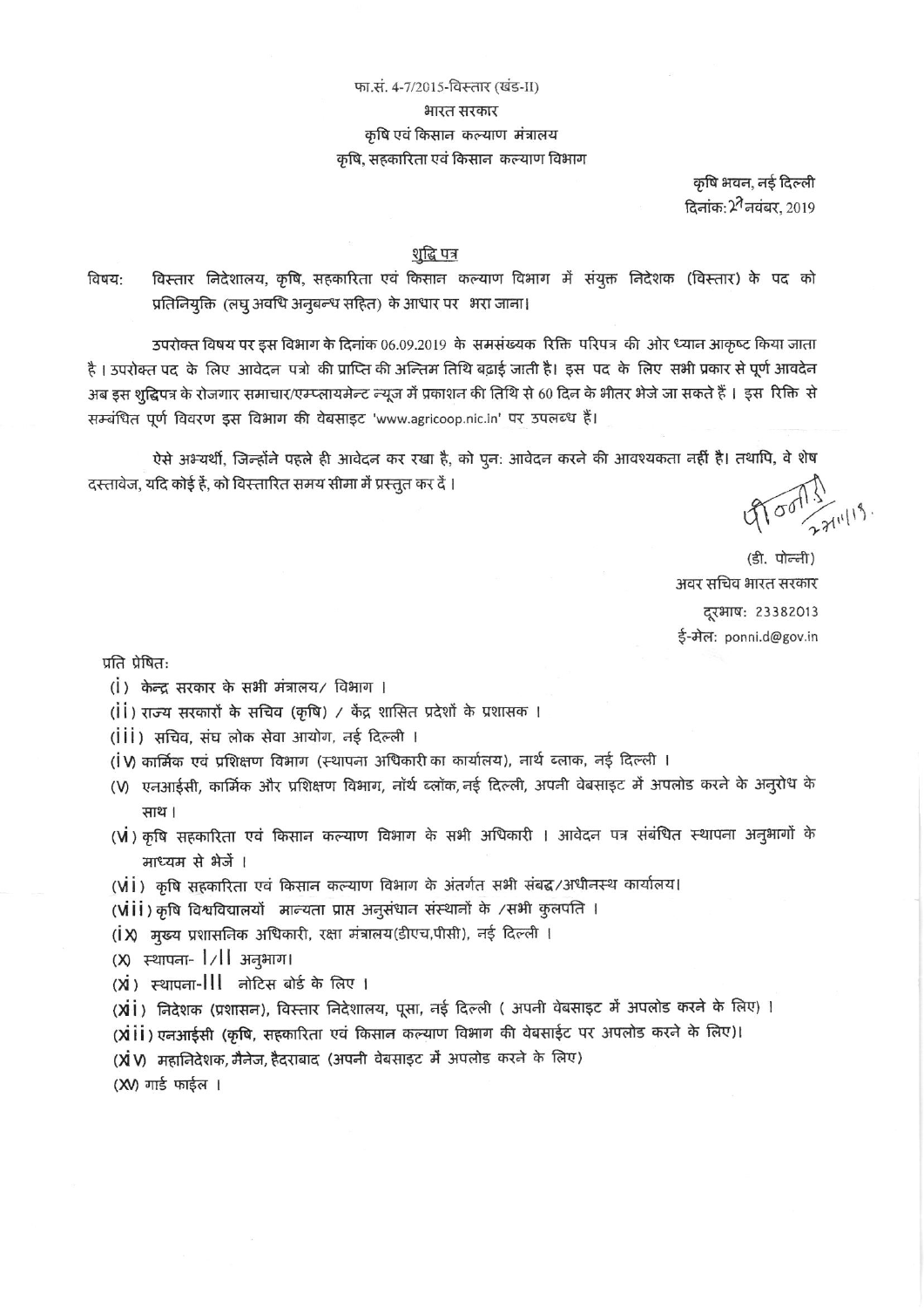फा.सं. 4-7/2015-विस्तार (खंड-II)

भारत सरकार

कृषि एवं किसान कल्याण मंत्रालय

कृषि, सहकारिता एवं किसान कल्याण विभाग

कृषि भवन, नई दिल्ली

दिनांक: 27 नवंबर, 2019

## शुद्धि पत्र

विषय: विस्तार निदेशालय, कृषि, सहकारिता एवं किसान कल्याण विभाग में संयुक्त निदेशक (विस्तार) के पद को प्रतिनियुक्ति (लघु अवधि अनुबन्ध सहित) के आधार पर भरा जाना।

उपरोक्त विषय पर इस विभाग के दिनांक 06.09.2019 के समसंख्यक रिक्ति परिपत्र की ओर ध्यान आकृष्ट किया जाता है। उपरोक्त पद के लिए आवेदन पत्रो की प्राप्ति की अन्तिम तिथि बढ़ाई जाती है। इस पद के लिए सभी प्रकार से पूर्ण आवदेन अब इस शुद्धिपत्र के रोजगार समाचार/एम्प्लायमेन्ट न्यूज में प्रकाशन की तिथि से 60 दिन के भीतर भेजे जा सकते हैं। इस रिक्ति से सम्बंधित पूर्ण विवरण इस विभाग की वेबसाइट 'www.agricoop.nic.in' पर उपलब्ध हैं।

ऐसे अभ्यर्थी, जिन्होंने पहले ही आवेदन कर रखा है, को पुन: आवेदन करने की आवश्यकता नहीं है। तथापि, वे शेष दस्तावेज, यदि कोई हैं, को विस्तारित समय सीमा में प्रस्तुत कर दें।

(डी. पोन्नी)

अवर सचिव भारत सरकार

दूरभाष: 23382013

ई-मेल: ponni.d@gov.in

प्रति प्रेषित:

(i) केन्द्र सरकार के सभी मंत्रालय/ विभाग ।

(ii) राज्य सरकारों के सचिव (कृषि) / केंद्र शासित प्रदेशों के प्रशासक ।

(iii) सचिव, संघ लोक सेवा आयोग, नई दिल्ली ।

(iv) कार्मिक एवं प्रशिक्षण विभाग (स्थापना अधिकारी का कार्यालय), नार्थ ब्लाक, नई दिल्ली ।

(v) एनआईसी, कार्मिक और प्रशिक्षण विभाग, नॉर्थ ब्लॉक, नई दिल्ली, अपनी वेबसाइट में अपलोड करने के अनुरोध के साथ।

(vi) कृषि सहकारिता एवं किसान कल्याण विभाग के सभी अधिकारी । आवेदन पत्र संबंधित स्थापना अनुभागों के माध्यम से भेजें ।

(vii) कृषि सहकारिता एवं किसान कल्याण विभाग के अंतर्गत सभी संबद्ध/अधीनस्थ कार्यालय।

(viii) कृषि विश्वविद्यालयों मान्यता प्राप्त अनुसंधान संस्थानों के /सभी कुलपति ।

(ix) मुख्य प्रशासनिक अधिकारी, रक्षा मंत्रालय(डीएच,पीसी), नई दिल्ली ।

(x) स्थापना- I/II अनुभाग।

(xi) स्थापना-III नोटिस बोर्ड के लिए ।

(xii) निदेशक (प्रशासन), विस्तार निदेशालय, पूसा, नई दिल्ली ( अपनी वेबसाइट में अपलोड करने के लिए) ।

(xiii) एनआईसी (कृषि, सहकारिता एवं किसान कल्याण विभाग की वेबसाईट पर अपलोड करने के लिए)।

(xiv) महानिदेशक, मैनेज, हैदराबाद (अपनी वेबसाइट में अपलोड करने के लिए)

(xv) गार्ड फाईल ।